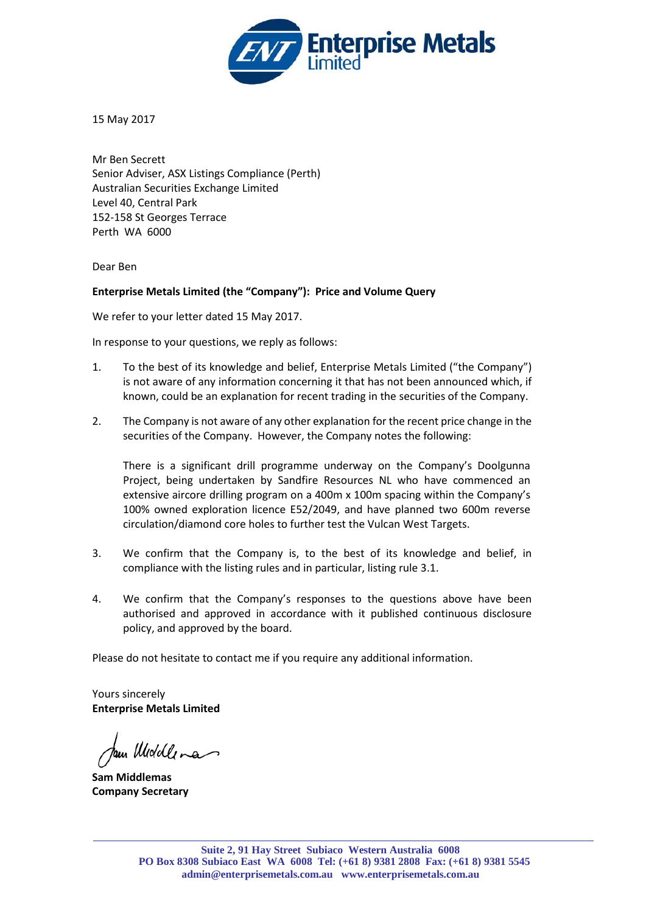15 May 2017

Mr Ben Secrett
Senior Adviser, ASX Listings Compliance (Perth)
Australian Securities Exchange Limited
Level 40, Central Park
152-158 St Georges Terrace
Perth WA 6000

Dear Ben

**Enterprise Metals Limited (the "Company"): Price and Volume Query**

We refer to your letter dated 15 May 2017.

In response to your questions, we reply as follows:

1. To the best of its knowledge and belief, Enterprise Metals Limited ("the Company") is not aware of any information concerning it that has not been announced which, if known, could be an explanation for recent trading in the securities of the Company.

2. The Company is not aware of any other explanation for the recent price change in the securities of the Company. However, the Company notes the following:

   There is a significant drill programme underway on the Company's Doolgunna Project, being undertaken by Sandfire Resources NL who have commenced an extensive aircore drilling program on a 400m x 100m spacing within the Company's 100% owned exploration licence E52/2049, and have planned two 600m reverse circulation/diamond core holes to further test the Vulcan West Targets.

3. We confirm that the Company is, to the best of its knowledge and belief, in compliance with the listing rules and in particular, listing rule 3.1.

4. We confirm that the Company's responses to the questions above have been authorised and approved in accordance with it published continuous disclosure policy, and approved by the board.

Please do not hesitate to contact me if you require any additional information.

Yours sincerely
**Enterprise Metals Limited**

**Sam Middlemas**
**Company Secretary**

Suite 2, 91 Hay Street Subiaco Western Australia 6008
PO Box 8308 Subiaco East WA 6008 Tel: (+61 8) 9381 2808 Fax: (+61 8) 9381 5545
admin@enterprisemetals.com.au www.enterprisemetals.com.au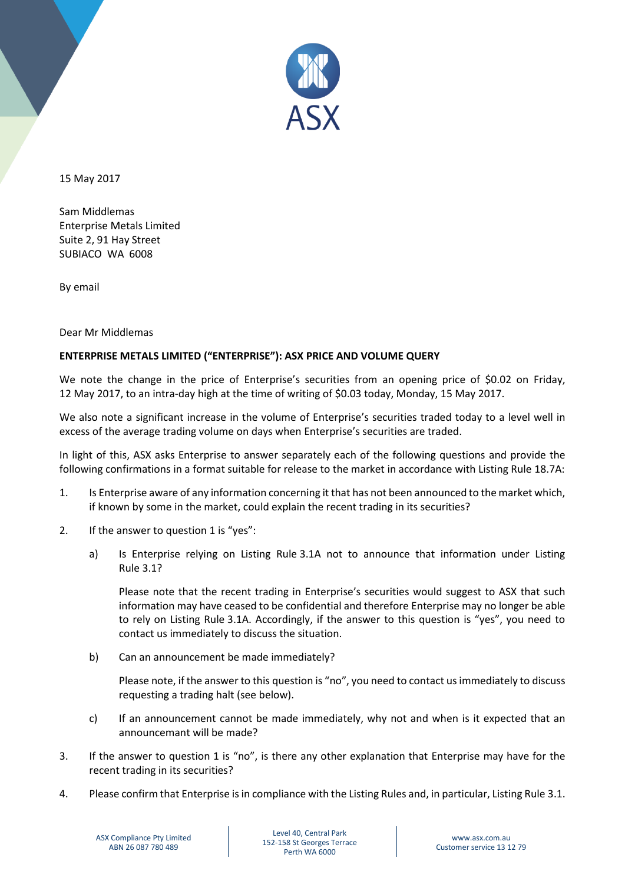15 May 2017

Sam Middlemas
Enterprise Metals Limited
Suite 2, 91 Hay Street
SUBIACO WA 6008

By email

Dear Mr Middlemas

**ENTERPRISE METALS LIMITED ("ENTERPRISE"): ASX PRICE AND VOLUME QUERY**

We note the change in the price of Enterprise's securities from an opening price of $0.02 on Friday, 12 May 2017, to an intra-day high at the time of writing of $0.03 today, Monday, 15 May 2017.

We also note a significant increase in the volume of Enterprise's securities traded today to a level well in excess of the average trading volume on days when Enterprise's securities are traded.

In light of this, ASX asks Enterprise to answer separately each of the following questions and provide the following confirmations in a format suitable for release to the market in accordance with Listing Rule 18.7A:

1. Is Enterprise aware of any information concerning it that has not been announced to the market which, if known by some in the market, could explain the recent trading in its securities?

2. If the answer to question 1 is "yes":

   a) Is Enterprise relying on Listing Rule 3.1A not to announce that information under Listing Rule 3.1?

      Please note that the recent trading in Enterprise's securities would suggest to ASX that such information may have ceased to be confidential and therefore Enterprise may no longer be able to rely on Listing Rule 3.1A. Accordingly, if the answer to this question is "yes", you need to contact us immediately to discuss the situation.

   b) Can an announcement be made immediately?

      Please note, if the answer to this question is "no", you need to contact us immediately to discuss requesting a trading halt (see below).

   c) If an announcement cannot be made immediately, why not and when is it expected that an announcemant will be made?

3. If the answer to question 1 is "no", is there any other explanation that Enterprise may have for the recent trading in its securities?

4. Please confirm that Enterprise is in compliance with the Listing Rules and, in particular, Listing Rule 3.1.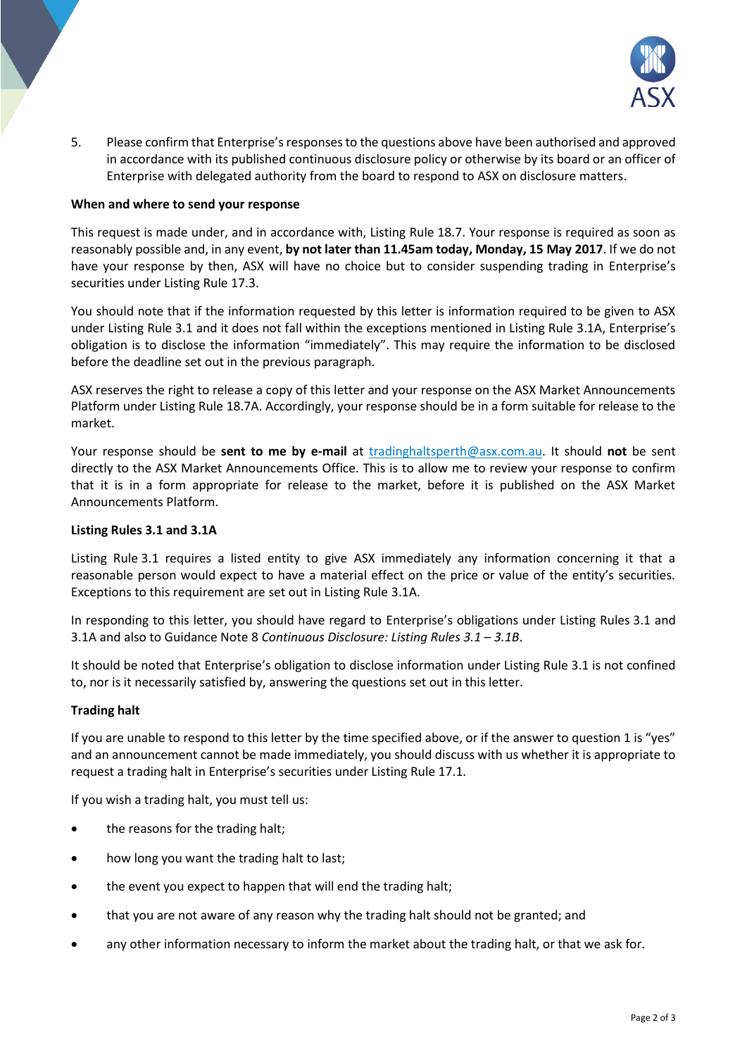5. Please confirm that Enterprise's responses to the questions above have been authorised and approved in accordance with its published continuous disclosure policy or otherwise by its board or an officer of Enterprise with delegated authority from the board to respond to ASX on disclosure matters.

**When and where to send your response**

This request is made under, and in accordance with, Listing Rule 18.7. Your response is required as soon as reasonably possible and, in any event, **by not later than 11.45am today, Monday, 15 May 2017**. If we do not have your response by then, ASX will have no choice but to consider suspending trading in Enterprise's securities under Listing Rule 17.3.

You should note that if the information requested by this letter is information required to be given to ASX under Listing Rule 3.1 and it does not fall within the exceptions mentioned in Listing Rule 3.1A, Enterprise's obligation is to disclose the information "immediately". This may require the information to be disclosed before the deadline set out in the previous paragraph.

ASX reserves the right to release a copy of this letter and your response on the ASX Market Announcements Platform under Listing Rule 18.7A. Accordingly, your response should be in a form suitable for release to the market.

Your response should be **sent to me by e-mail** at tradinghaltsperth@asx.com.au. It should **not** be sent directly to the ASX Market Announcements Office. This is to allow me to review your response to confirm that it is in a form appropriate for release to the market, before it is published on the ASX Market Announcements Platform.

**Listing Rules 3.1 and 3.1A**

Listing Rule 3.1 requires a listed entity to give ASX immediately any information concerning it that a reasonable person would expect to have a material effect on the price or value of the entity's securities. Exceptions to this requirement are set out in Listing Rule 3.1A.

In responding to this letter, you should have regard to Enterprise's obligations under Listing Rules 3.1 and 3.1A and also to Guidance Note 8 *Continuous Disclosure: Listing Rules 3.1 – 3.1B*.

It should be noted that Enterprise's obligation to disclose information under Listing Rule 3.1 is not confined to, nor is it necessarily satisfied by, answering the questions set out in this letter.

**Trading halt**

If you are unable to respond to this letter by the time specified above, or if the answer to question 1 is "yes" and an announcement cannot be made immediately, you should discuss with us whether it is appropriate to request a trading halt in Enterprise's securities under Listing Rule 17.1.

If you wish a trading halt, you must tell us:

- the reasons for the trading halt;
- how long you want the trading halt to last;
- the event you expect to happen that will end the trading halt;
- that you are not aware of any reason why the trading halt should not be granted; and
- any other information necessary to inform the market about the trading halt, or that we ask for.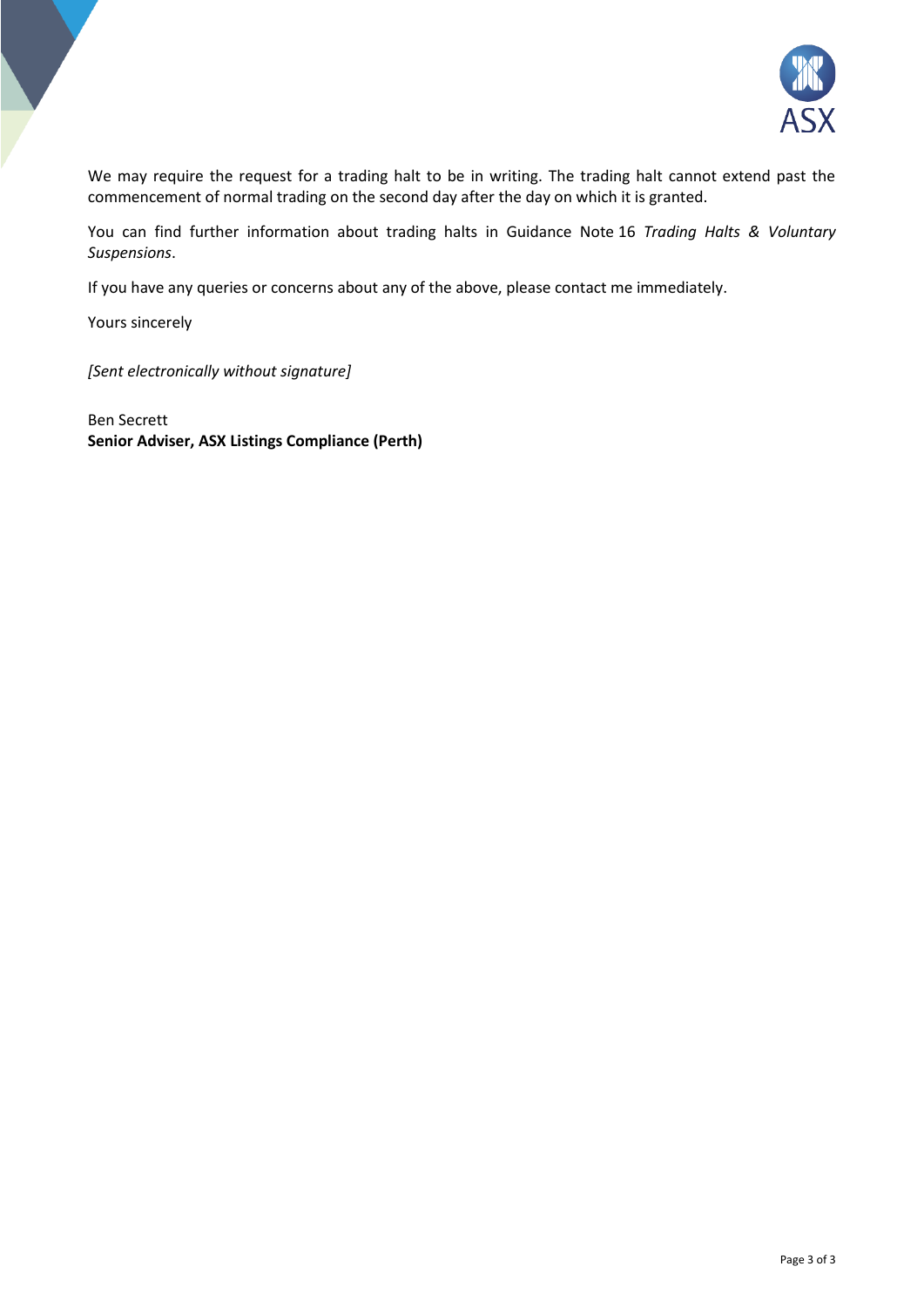We may require the request for a trading halt to be in writing. The trading halt cannot extend past the commencement of normal trading on the second day after the day on which it is granted.

You can find further information about trading halts in Guidance Note 16 *Trading Halts & Voluntary Suspensions*.

If you have any queries or concerns about any of the above, please contact me immediately.

Yours sincerely

*[Sent electronically without signature]*

Ben Secrett
**Senior Adviser, ASX Listings Compliance (Perth)**